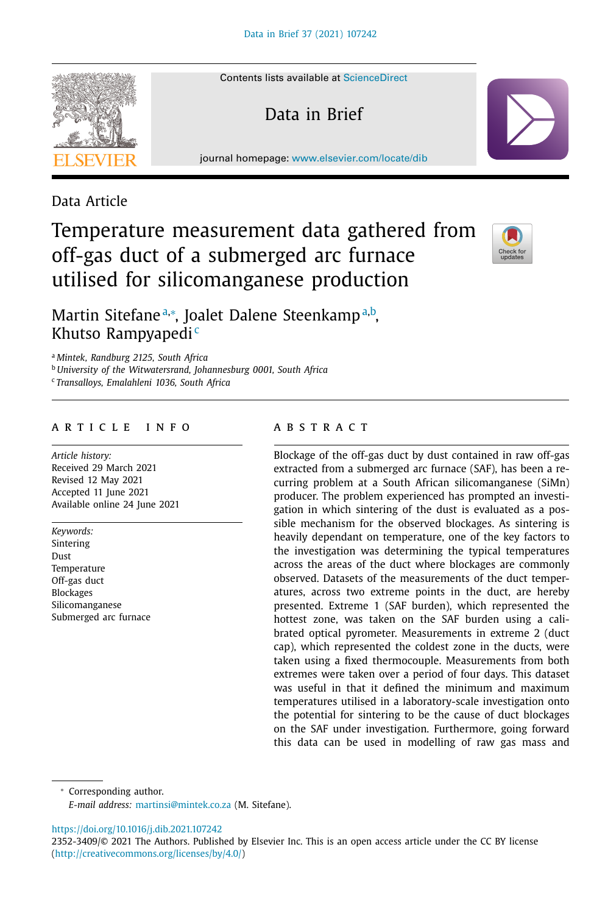Contents lists available at ScienceDirect

Data in Brief

journal homepage: www.elsevier.com/locate/dib

Data Article

# Temperature measurement data gathered from off-gas duct of a submerged arc furnace utilised for silicomanganese production

Martin Sitefane[a,*], Joalet Dalene Steenkamp[a,b], Khutso Rampyapedi[c]

[a] *Mintek, Randburg 2125, South Africa*
[b] *University of the Witwatersrand, Johannesburg 0001, South Africa*
[c] *Transalloys, Emalahleni 1036, South Africa*

## ARTICLE INFO

*Article history:*
Received 29 March 2021
Revised 12 May 2021
Accepted 11 June 2021
Available online 24 June 2021

*Keywords:*
Sintering
Dust
Temperature
Off-gas duct
Blockages
Silicomanganese
Submerged arc furnace

## ABSTRACT

Blockage of the off-gas duct by dust contained in raw off-gas extracted from a submerged arc furnace (SAF), has been a recurring problem at a South African silicomanganese (SiMn) producer. The problem experienced has prompted an investigation in which sintering of the dust is evaluated as a possible mechanism for the observed blockages. As sintering is heavily dependant on temperature, one of the key factors to the investigation was determining the typical temperatures across the areas of the duct where blockages are commonly observed. Datasets of the measurements of the duct temperatures, across two extreme points in the duct, are hereby presented. Extreme 1 (SAF burden), which represented the hottest zone, was taken on the SAF burden using a calibrated optical pyrometer. Measurements in extreme 2 (duct cap), which represented the coldest zone in the ducts, were taken using a fixed thermocouple. Measurements from both extremes were taken over a period of four days. This dataset was useful in that it defined the minimum and maximum temperatures utilised in a laboratory-scale investigation onto the potential for sintering to be the cause of duct blockages on the SAF under investigation. Furthermore, going forward this data can be used in modelling of raw gas mass and

* Corresponding author.
*E-mail address:* martinsi@mintek.co.za (M. Sitefane).

https://doi.org/10.1016/j.dib.2021.107242
2352-3409/© 2021 The Authors. Published by Elsevier Inc. This is an open access article under the CC BY license (http://creativecommons.org/licenses/by/4.0/)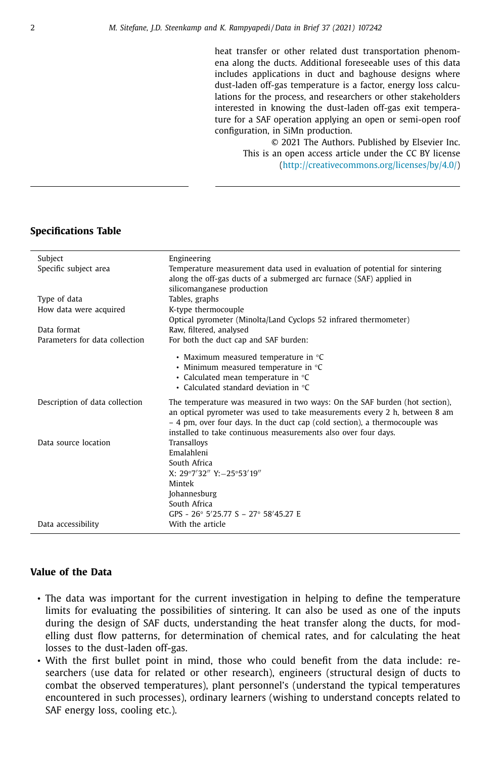heat transfer or other related dust transportation phenomena along the ducts. Additional foreseeable uses of this data includes applications in duct and baghouse designs where dust-laden off-gas temperature is a factor, energy loss calculations for the process, and researchers or other stakeholders interested in knowing the dust-laden off-gas exit temperature for a SAF operation applying an open or semi-open roof configuration, in SiMn production.

© 2021 The Authors. Published by Elsevier Inc.
This is an open access article under the CC BY license (http://creativecommons.org/licenses/by/4.0/)

## Specifications Table

| | |
|---|---|
| Subject | Engineering |
| Specific subject area | Temperature measurement data used in evaluation of potential for sintering along the off-gas ducts of a submerged arc furnace (SAF) applied in silicomanganese production |
| Type of data | Tables, graphs |
| How data were acquired | K-type thermocouple<br>Optical pyrometer (Minolta/Land Cyclops 52 infrared thermometer) |
| Data format | Raw, filtered, analysed |
| Parameters for data collection | For both the duct cap and SAF burden:<br>• Maximum measured temperature in °C<br>• Minimum measured temperature in °C<br>• Calculated mean temperature in °C<br>• Calculated standard deviation in °C |
| Description of data collection | The temperature was measured in two ways: On the SAF burden (hot section), an optical pyrometer was used to take measurements every 2 h, between 8 am – 4 pm, over four days. In the duct cap (cold section), a thermocouple was installed to take continuous measurements also over four days. |
| Data source location | Transalloys<br>Emalahleni<br>South Africa<br>X: 29°7′32″ Y:−25°53′19″<br>Mintek<br>Johannesburg<br>South Africa<br>GPS - 26° 5′25.77 S – 27° 58′45.27 E |
| Data accessibility | With the article |

## Value of the Data

- The data was important for the current investigation in helping to define the temperature limits for evaluating the possibilities of sintering. It can also be used as one of the inputs during the design of SAF ducts, understanding the heat transfer along the ducts, for modelling dust flow patterns, for determination of chemical rates, and for calculating the heat losses to the dust-laden off-gas.
- With the first bullet point in mind, those who could benefit from the data include: researchers (use data for related or other research), engineers (structural design of ducts to combat the observed temperatures), plant personnel's (understand the typical temperatures encountered in such processes), ordinary learners (wishing to understand concepts related to SAF energy loss, cooling etc.).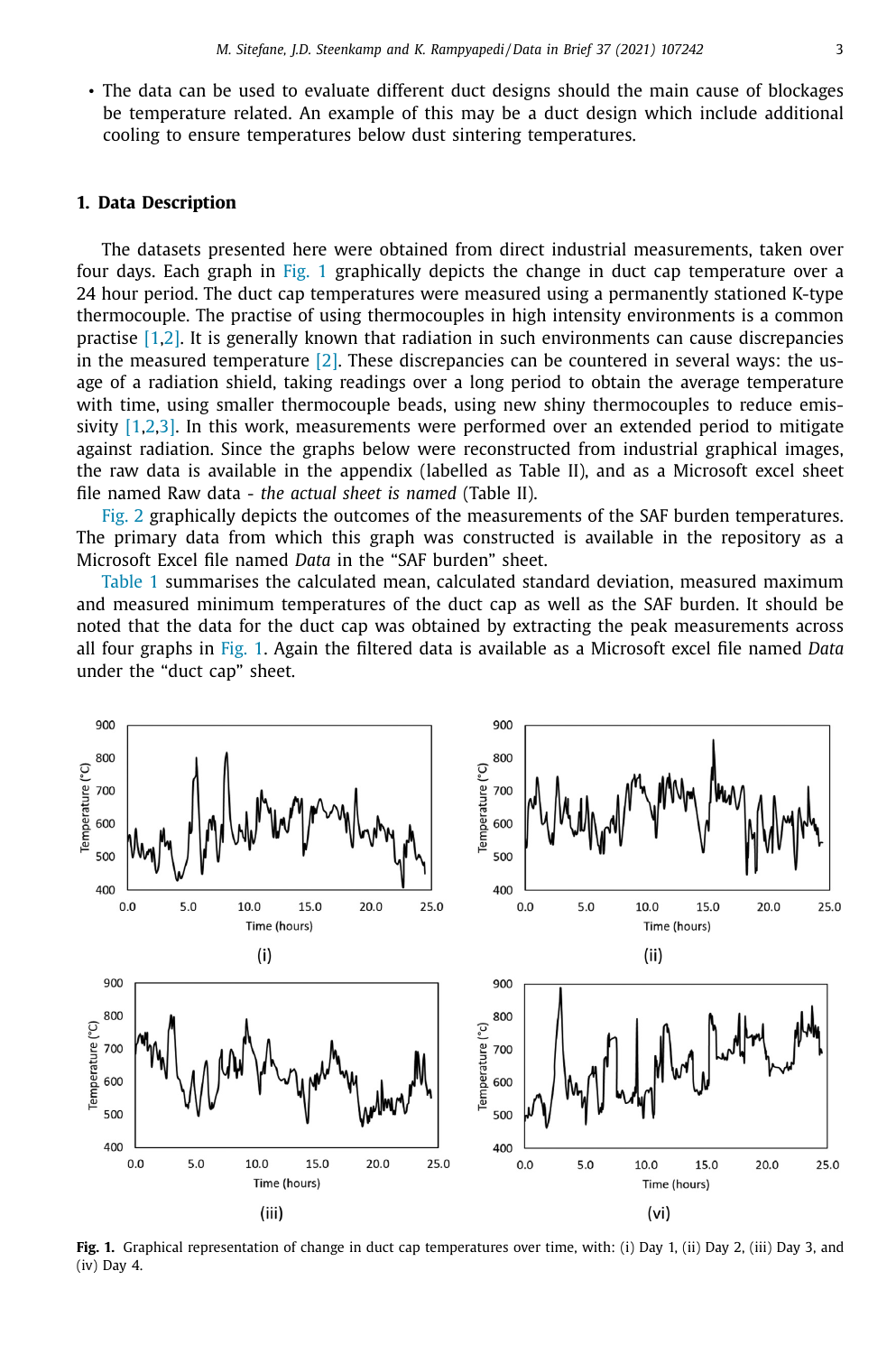- The data can be used to evaluate different duct designs should the main cause of blockages be temperature related. An example of this may be a duct design which include additional cooling to ensure temperatures below dust sintering temperatures.

## 1. Data Description

The datasets presented here were obtained from direct industrial measurements, taken over four days. Each graph in Fig. 1 graphically depicts the change in duct cap temperature over a 24 hour period. The duct cap temperatures were measured using a permanently stationed K-type thermocouple. The practise of using thermocouples in high intensity environments is a common practise [1,2]. It is generally known that radiation in such environments can cause discrepancies in the measured temperature [2]. These discrepancies can be countered in several ways: the usage of a radiation shield, taking readings over a long period to obtain the average temperature with time, using smaller thermocouple beads, using new shiny thermocouples to reduce emissivity [1,2,3]. In this work, measurements were performed over an extended period to mitigate against radiation. Since the graphs below were reconstructed from industrial graphical images, the raw data is available in the appendix (labelled as Table II), and as a Microsoft excel sheet file named Raw data - *the actual sheet is named* (Table II).

Fig. 2 graphically depicts the outcomes of the measurements of the SAF burden temperatures. The primary data from which this graph was constructed is available in the repository as a Microsoft Excel file named *Data* in the "SAF burden" sheet.

Table 1 summarises the calculated mean, calculated standard deviation, measured maximum and measured minimum temperatures of the duct cap as well as the SAF burden. It should be noted that the data for the duct cap was obtained by extracting the peak measurements across all four graphs in Fig. 1. Again the filtered data is available as a Microsoft excel file named *Data* under the "duct cap" sheet.

**Fig. 1.** Graphical representation of change in duct cap temperatures over time, with: (i) Day 1, (ii) Day 2, (iii) Day 3, and (iv) Day 4.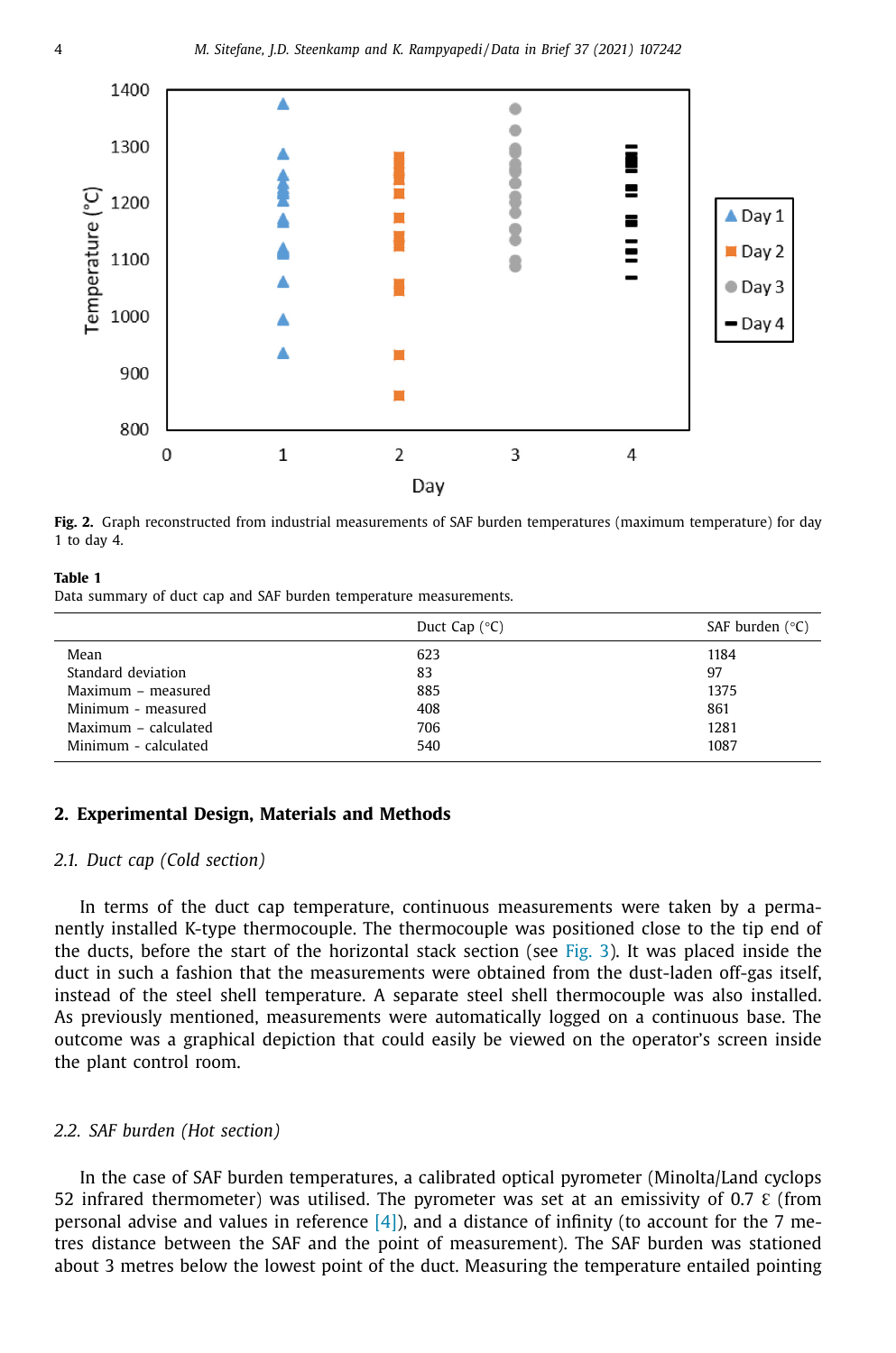**Fig. 2.** Graph reconstructed from industrial measurements of SAF burden temperatures (maximum temperature) for day 1 to day 4.

**Table 1**
Data summary of duct cap and SAF burden temperature measurements.

| | Duct Cap (°C) | SAF burden (°C) |
|---|---|---|
| Mean | 623 | 1184 |
| Standard deviation | 83 | 97 |
| Maximum – measured | 885 | 1375 |
| Minimum - measured | 408 | 861 |
| Maximum – calculated | 706 | 1281 |
| Minimum - calculated | 540 | 1087 |

## 2. Experimental Design, Materials and Methods

### *2.1. Duct cap (Cold section)*

In terms of the duct cap temperature, continuous measurements were taken by a permanently installed K-type thermocouple. The thermocouple was positioned close to the tip end of the ducts, before the start of the horizontal stack section (see Fig. 3). It was placed inside the duct in such a fashion that the measurements were obtained from the dust-laden off-gas itself, instead of the steel shell temperature. A separate steel shell thermocouple was also installed. As previously mentioned, measurements were automatically logged on a continuous base. The outcome was a graphical depiction that could easily be viewed on the operator's screen inside the plant control room.

### *2.2. SAF burden (Hot section)*

In the case of SAF burden temperatures, a calibrated optical pyrometer (Minolta/Land cyclops 52 infrared thermometer) was utilised. The pyrometer was set at an emissivity of 0.7 ε (from personal advise and values in reference [4]), and a distance of infinity (to account for the 7 metres distance between the SAF and the point of measurement). The SAF burden was stationed about 3 metres below the lowest point of the duct. Measuring the temperature entailed pointing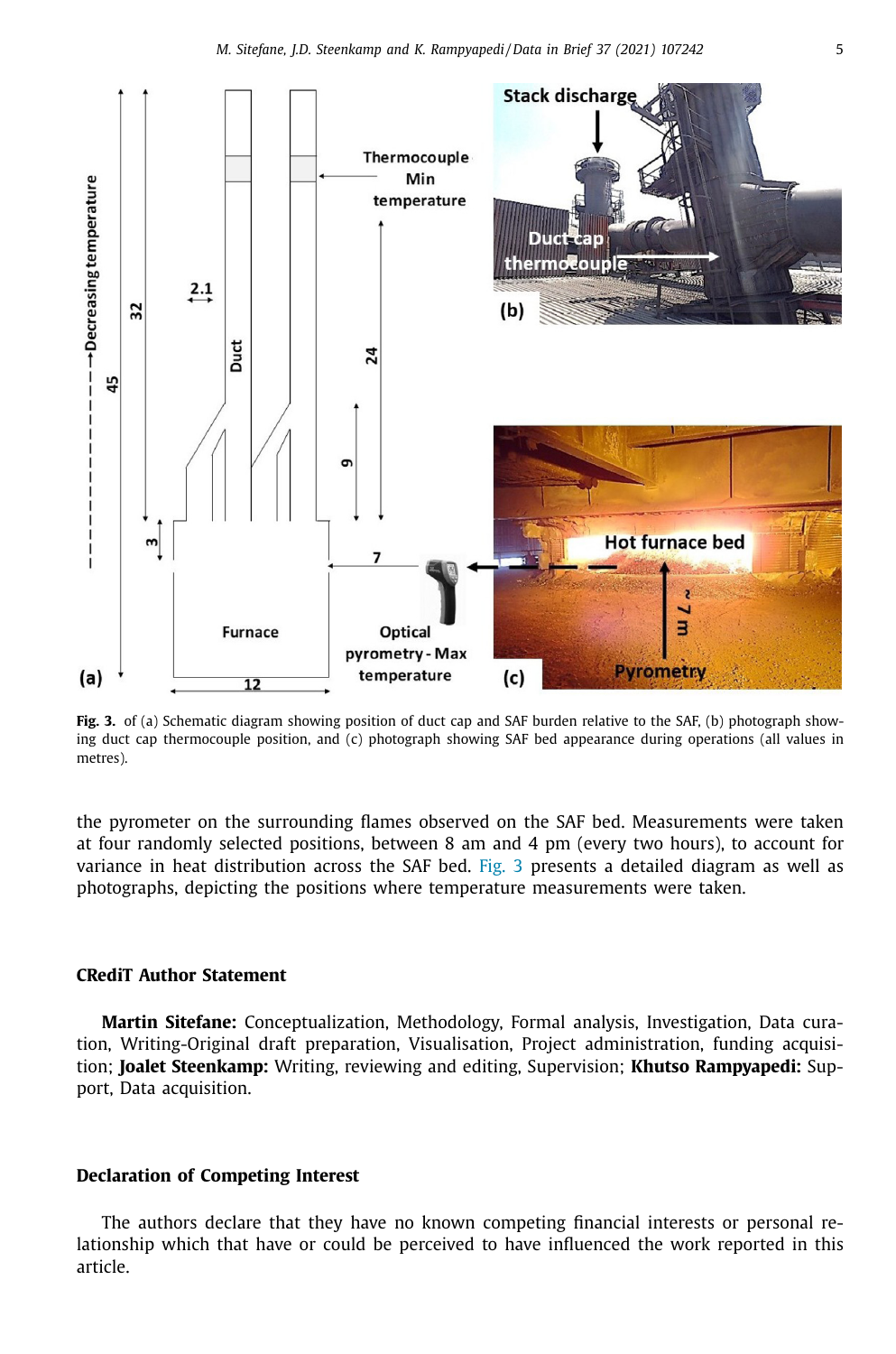**Fig. 3.** of (a) Schematic diagram showing position of duct cap and SAF burden relative to the SAF, (b) photograph showing duct cap thermocouple position, and (c) photograph showing SAF bed appearance during operations (all values in metres).

the pyrometer on the surrounding flames observed on the SAF bed. Measurements were taken at four randomly selected positions, between 8 am and 4 pm (every two hours), to account for variance in heat distribution across the SAF bed. Fig. 3 presents a detailed diagram as well as photographs, depicting the positions where temperature measurements were taken.

## CRediT Author Statement

**Martin Sitefane:** Conceptualization, Methodology, Formal analysis, Investigation, Data curation, Writing-Original draft preparation, Visualisation, Project administration, funding acquisition; **Joalet Steenkamp:** Writing, reviewing and editing, Supervision; **Khutso Rampyapedi:** Support, Data acquisition.

## Declaration of Competing Interest

The authors declare that they have no known competing financial interests or personal relationship which that have or could be perceived to have influenced the work reported in this article.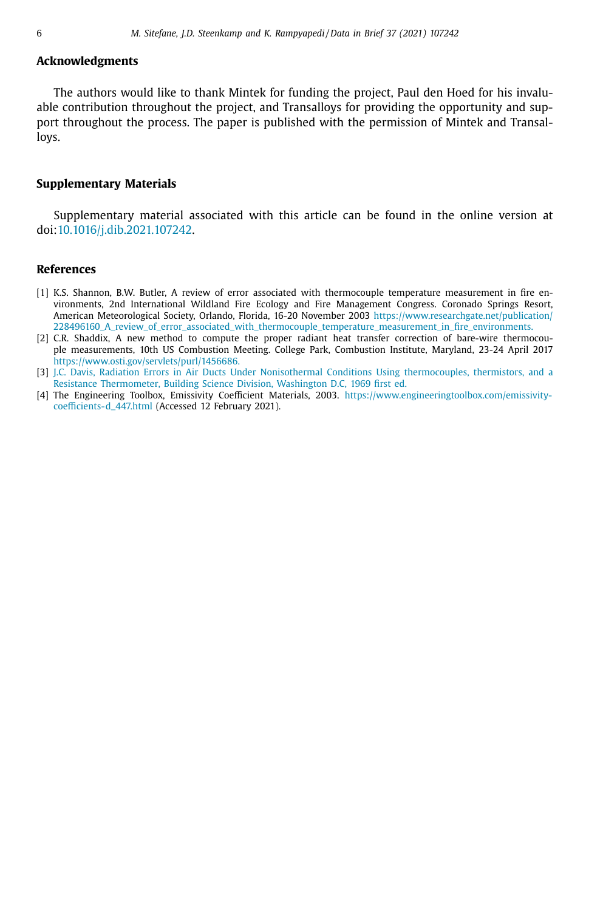## Acknowledgments

The authors would like to thank Mintek for funding the project, Paul den Hoed for his invaluable contribution throughout the project, and Transalloys for providing the opportunity and support throughout the process. The paper is published with the permission of Mintek and Transalloys.

## Supplementary Materials

Supplementary material associated with this article can be found in the online version at doi:10.1016/j.dib.2021.107242.

## References

[1] K.S. Shannon, B.W. Butler, A review of error associated with thermocouple temperature measurement in fire environments, 2nd International Wildland Fire Ecology and Fire Management Congress. Coronado Springs Resort, American Meteorological Society, Orlando, Florida, 16-20 November 2003 https://www.researchgate.net/publication/228496160_A_review_of_error_associated_with_thermocouple_temperature_measurement_in_fire_environments.

[2] C.R. Shaddix, A new method to compute the proper radiant heat transfer correction of bare-wire thermocouple measurements, 10th US Combustion Meeting. College Park, Combustion Institute, Maryland, 23-24 April 2017 https://www.osti.gov/servlets/purl/1456686.

[3] J.C. Davis, Radiation Errors in Air Ducts Under Nonisothermal Conditions Using thermocouples, thermistors, and a Resistance Thermometer, Building Science Division, Washington D.C, 1969 first ed.

[4] The Engineering Toolbox, Emissivity Coefficient Materials, 2003. https://www.engineeringtoolbox.com/emissivity-coefficients-d_447.html (Accessed 12 February 2021).